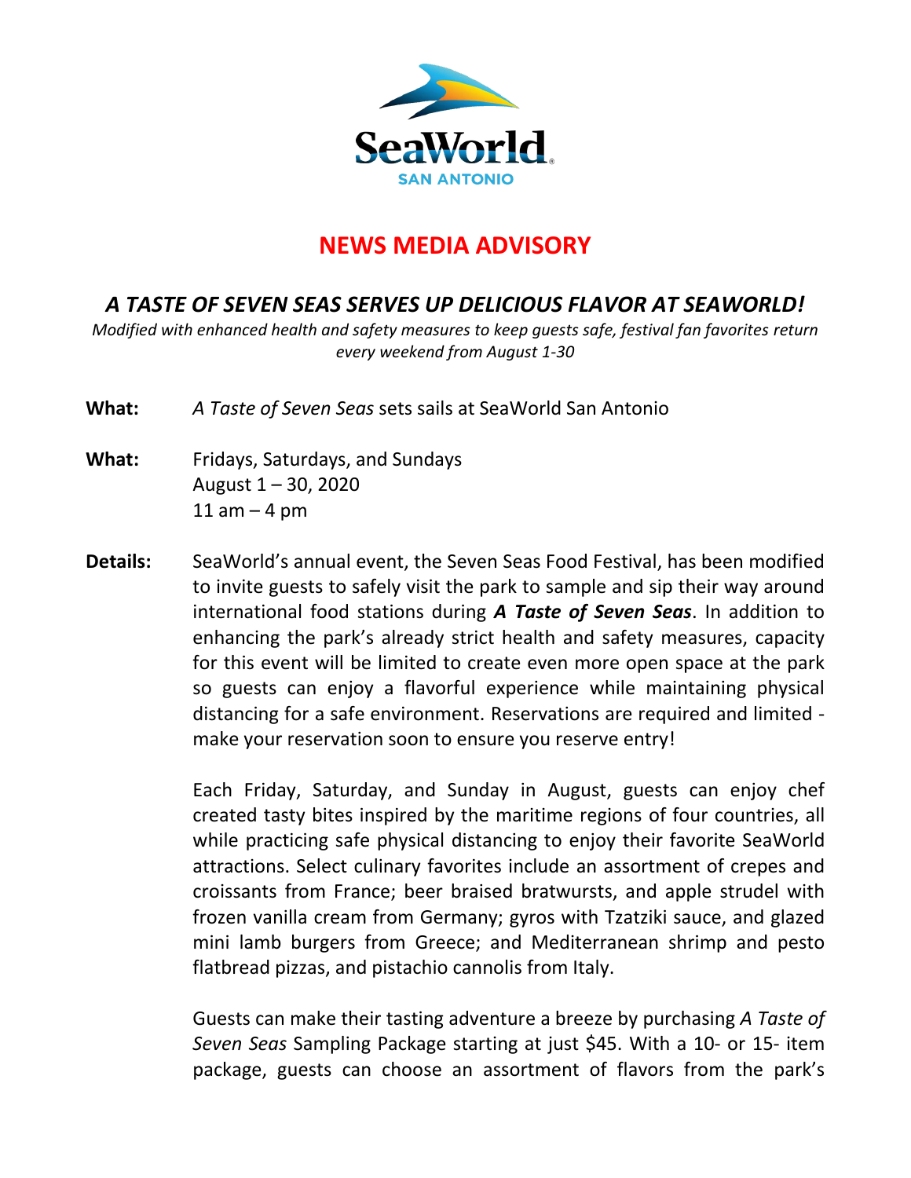SeaWorld

SAN ANTONIO

# NEWS MEDIA ADVISORY

## *A TASTE OF SEVEN SEAS SERVES UP DELICIOUS FLAVOR AT SEAWORLD!*

*Modified with enhanced health and safety measures to keep guests safe, festival fan favorites return every weekend from August 1-30*

**What:** *A Taste of Seven Seas* sets sails at SeaWorld San Antonio

**What:** Fridays, Saturdays, and Sundays
August 1 – 30, 2020
11 am – 4 pm

**Details:** SeaWorld's annual event, the Seven Seas Food Festival, has been modified to invite guests to safely visit the park to sample and sip their way around international food stations during ***A Taste of Seven Seas***. In addition to enhancing the park's already strict health and safety measures, capacity for this event will be limited to create even more open space at the park so guests can enjoy a flavorful experience while maintaining physical distancing for a safe environment. Reservations are required and limited - make your reservation soon to ensure you reserve entry!

Each Friday, Saturday, and Sunday in August, guests can enjoy chef created tasty bites inspired by the maritime regions of four countries, all while practicing safe physical distancing to enjoy their favorite SeaWorld attractions. Select culinary favorites include an assortment of crepes and croissants from France; beer braised bratwursts, and apple strudel with frozen vanilla cream from Germany; gyros with Tzatziki sauce, and glazed mini lamb burgers from Greece; and Mediterranean shrimp and pesto flatbread pizzas, and pistachio cannolis from Italy.

Guests can make their tasting adventure a breeze by purchasing *A Taste of Seven Seas* Sampling Package starting at just $45. With a 10- or 15- item package, guests can choose an assortment of flavors from the park's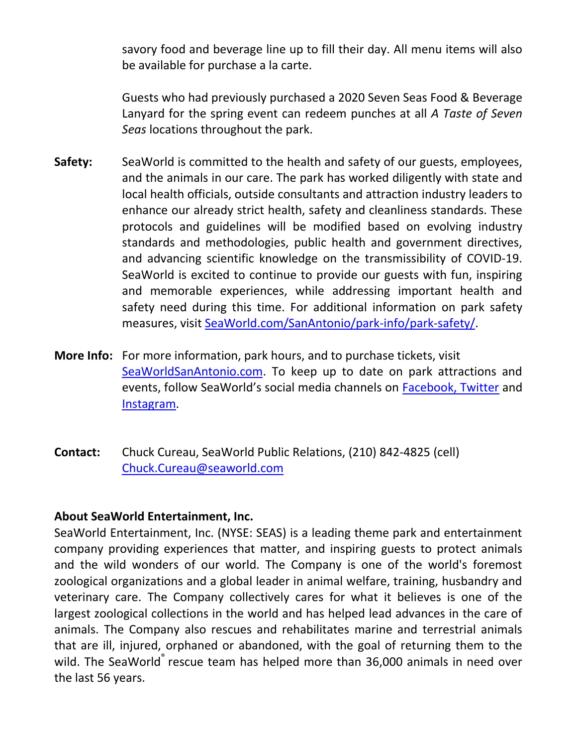savory food and beverage line up to fill their day. All menu items will also be available for purchase a la carte.

Guests who had previously purchased a 2020 Seven Seas Food & Beverage Lanyard for the spring event can redeem punches at all *A Taste of Seven Seas* locations throughout the park.

**Safety:** SeaWorld is committed to the health and safety of our guests, employees, and the animals in our care. The park has worked diligently with state and local health officials, outside consultants and attraction industry leaders to enhance our already strict health, safety and cleanliness standards. These protocols and guidelines will be modified based on evolving industry standards and methodologies, public health and government directives, and advancing scientific knowledge on the transmissibility of COVID-19. SeaWorld is excited to continue to provide our guests with fun, inspiring and memorable experiences, while addressing important health and safety need during this time. For additional information on park safety measures, visit [SeaWorld.com/SanAntonio/park-info/park-safety/](SeaWorld.com/SanAntonio/park-info/park-safety/).

**More Info:** For more information, park hours, and to purchase tickets, visit [SeaWorldSanAntonio.com](SeaWorldSanAntonio.com). To keep up to date on park attractions and events, follow SeaWorld's social media channels on Facebook, Twitter and Instagram.

**Contact:** Chuck Cureau, SeaWorld Public Relations, (210) 842-4825 (cell)
Chuck.Cureau@seaworld.com

**About SeaWorld Entertainment, Inc.**

SeaWorld Entertainment, Inc. (NYSE: SEAS) is a leading theme park and entertainment company providing experiences that matter, and inspiring guests to protect animals and the wild wonders of our world. The Company is one of the world's foremost zoological organizations and a global leader in animal welfare, training, husbandry and veterinary care. The Company collectively cares for what it believes is one of the largest zoological collections in the world and has helped lead advances in the care of animals. The Company also rescues and rehabilitates marine and terrestrial animals that are ill, injured, orphaned or abandoned, with the goal of returning them to the wild. The SeaWorld® rescue team has helped more than 36,000 animals in need over the last 56 years.